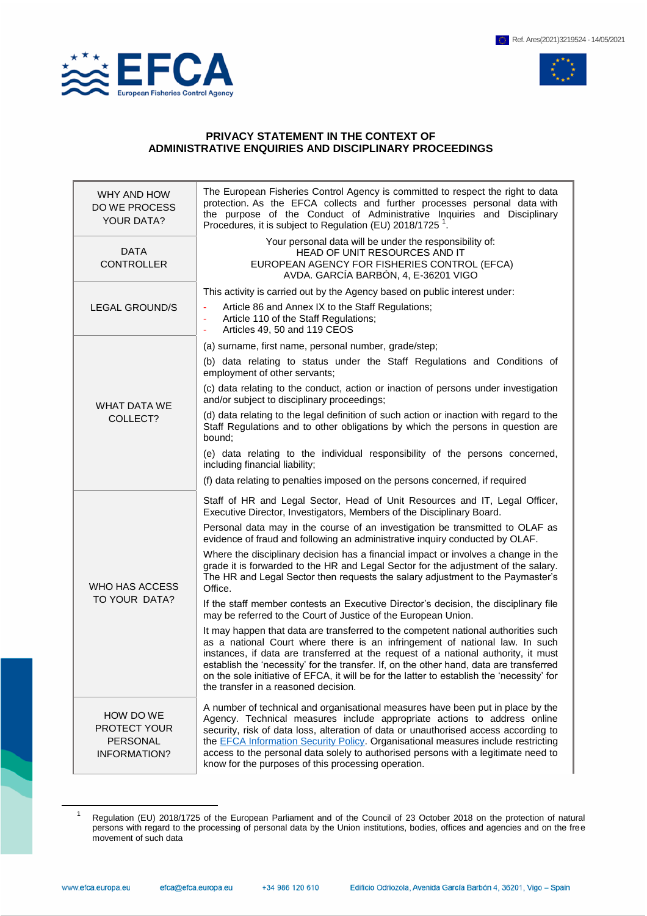Ref. Ares(2021)3219524 - 14/05/2021

# PRIVACY STATEMENT IN THE CONTEXT OF ADMINISTRATIVE ENQUIRIES AND DISCIPLINARY PROCEEDINGS

| | |
|---|---|
| WHY AND HOW DO WE PROCESS YOUR DATA? | The European Fisheries Control Agency is committed to respect the right to data protection. As the EFCA collects and further processes personal data with the purpose of the Conduct of Administrative Inquiries and Disciplinary Procedures, it is subject to Regulation (EU) 2018/1725 [1]. |
| DATA CONTROLLER | Your personal data will be under the responsibility of:<br>HEAD OF UNIT RESOURCES AND IT<br>EUROPEAN AGENCY FOR FISHERIES CONTROL (EFCA)<br>AVDA. GARCÍA BARBÓN, 4, E-36201 VIGO |
| LEGAL GROUND/S | This activity is carried out by the Agency based on public interest under:<br>- Article 86 and Annex IX to the Staff Regulations;<br>- Article 110 of the Staff Regulations;<br>- Articles 49, 50 and 119 CEOS |
| WHAT DATA WE COLLECT? | (a) surname, first name, personal number, grade/step;<br>(b) data relating to status under the Staff Regulations and Conditions of employment of other servants;<br>(c) data relating to the conduct, action or inaction of persons under investigation and/or subject to disciplinary proceedings;<br>(d) data relating to the legal definition of such action or inaction with regard to the Staff Regulations and to other obligations by which the persons in question are bound;<br>(e) data relating to the individual responsibility of the persons concerned, including financial liability;<br>(f) data relating to penalties imposed on the persons concerned, if required |
| WHO HAS ACCESS TO YOUR DATA? | Staff of HR and Legal Sector, Head of Unit Resources and IT, Legal Officer, Executive Director, Investigators, Members of the Disciplinary Board.<br>Personal data may in the course of an investigation be transmitted to OLAF as evidence of fraud and following an administrative inquiry conducted by OLAF.<br>Where the disciplinary decision has a financial impact or involves a change in the grade it is forwarded to the HR and Legal Sector for the adjustment of the salary. The HR and Legal Sector then requests the salary adjustment to the Paymaster's Office.<br>If the staff member contests an Executive Director's decision, the disciplinary file may be referred to the Court of Justice of the European Union.<br>It may happen that data are transferred to the competent national authorities such as a national Court where there is an infringement of national law. In such instances, if data are transferred at the request of a national authority, it must establish the 'necessity' for the transfer. If, on the other hand, data are transferred on the sole initiative of EFCA, it will be for the latter to establish the 'necessity' for the transfer in a reasoned decision. |
| HOW DO WE PROTECT YOUR PERSONAL INFORMATION? | A number of technical and organisational measures have been put in place by the Agency. Technical measures include appropriate actions to address online security, risk of data loss, alteration of data or unauthorised access according to the EFCA Information Security Policy. Organisational measures include restricting access to the personal data solely to authorised persons with a legitimate need to know for the purposes of this processing operation. |

[1] Regulation (EU) 2018/1725 of the European Parliament and of the Council of 23 October 2018 on the protection of natural persons with regard to the processing of personal data by the Union institutions, bodies, offices and agencies and on the free movement of such data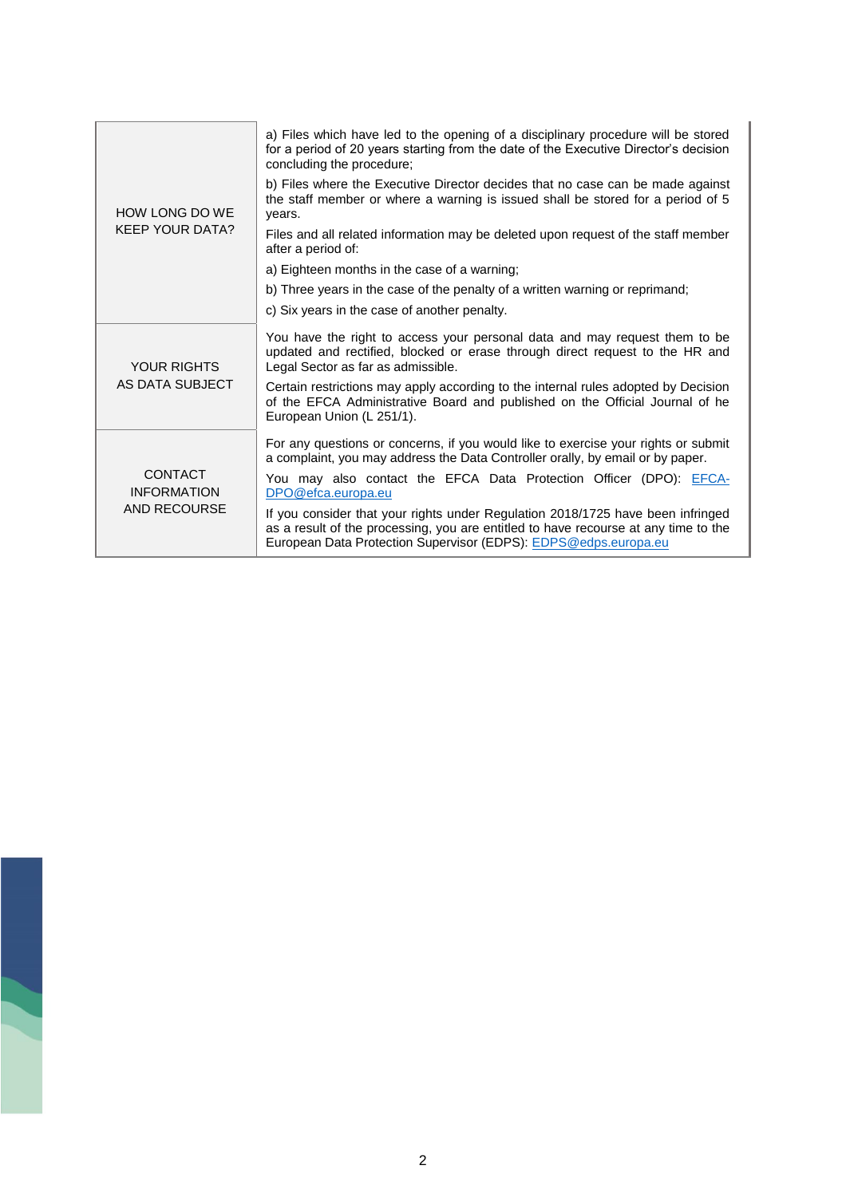| | |
|---|---|
| HOW LONG DO WE KEEP YOUR DATA? | a) Files which have led to the opening of a disciplinary procedure will be stored for a period of 20 years starting from the date of the Executive Director's decision concluding the procedure;<br><br>b) Files where the Executive Director decides that no case can be made against the staff member or where a warning is issued shall be stored for a period of 5 years.<br><br>Files and all related information may be deleted upon request of the staff member after a period of:<br><br>a) Eighteen months in the case of a warning;<br><br>b) Three years in the case of the penalty of a written warning or reprimand;<br><br>c) Six years in the case of another penalty. |
| YOUR RIGHTS AS DATA SUBJECT | You have the right to access your personal data and may request them to be updated and rectified, blocked or erase through direct request to the HR and Legal Sector as far as admissible.<br><br>Certain restrictions may apply according to the internal rules adopted by Decision of the EFCA Administrative Board and published on the Official Journal of he European Union (L 251/1). |
| CONTACT INFORMATION AND RECOURSE | For any questions or concerns, if you would like to exercise your rights or submit a complaint, you may address the Data Controller orally, by email or by paper.<br><br>You may also contact the EFCA Data Protection Officer (DPO): EFCA-DPO@efca.europa.eu<br><br>If you consider that your rights under Regulation 2018/1725 have been infringed as a result of the processing, you are entitled to have recourse at any time to the European Data Protection Supervisor (EDPS): EDPS@edps.europa.eu |